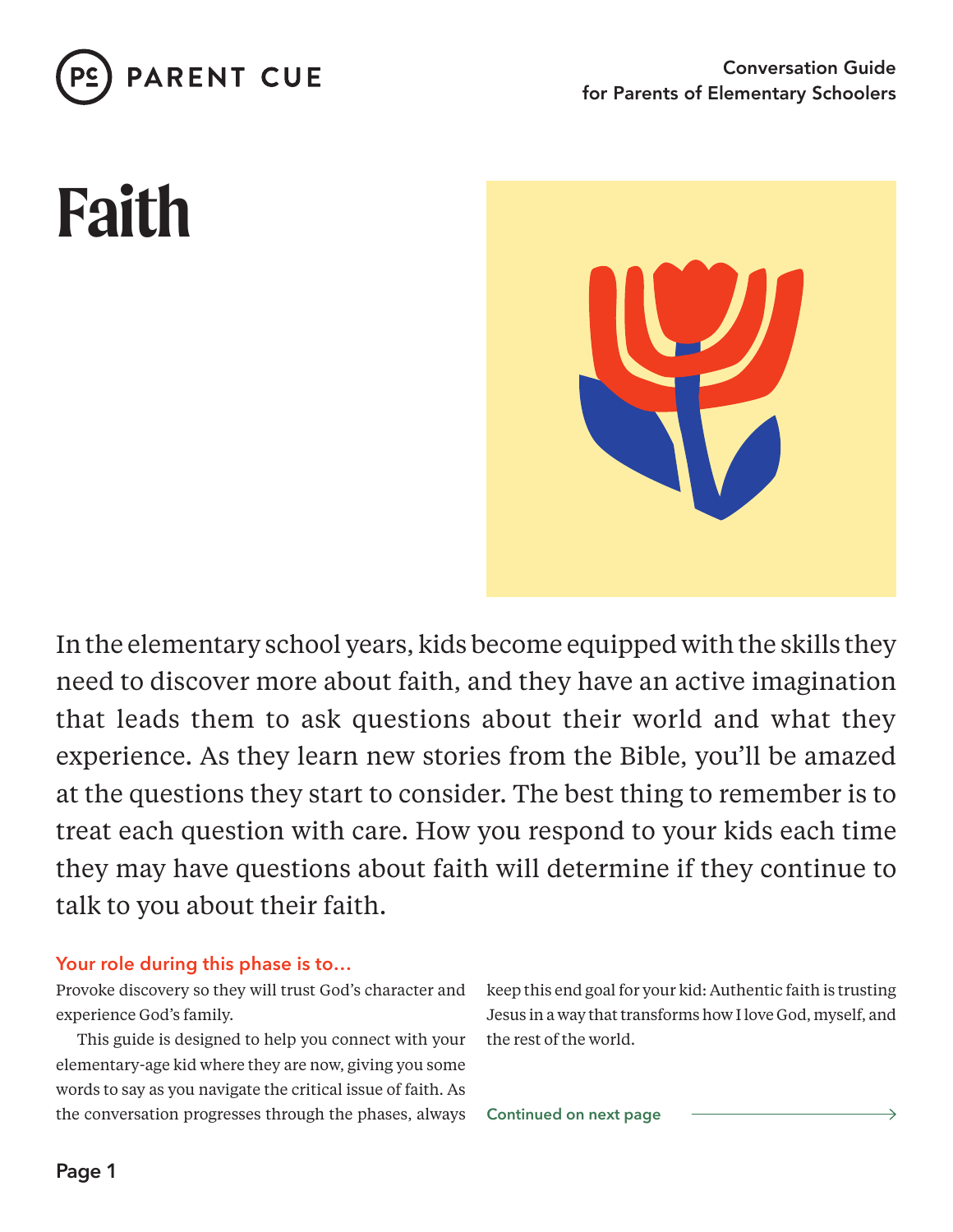PARENT CUE

Conversation Guide
for Parents of Elementary Schoolers

# Faith

In the elementary school years, kids become equipped with the skills they need to discover more about faith, and they have an active imagination that leads them to ask questions about their world and what they experience. As they learn new stories from the Bible, you'll be amazed at the questions they start to consider. The best thing to remember is to treat each question with care. How you respond to your kids each time they may have questions about faith will determine if they continue to talk to you about their faith.

## Your role during this phase is to...

Provoke discovery so they will trust God's character and experience God's family.

This guide is designed to help you connect with your elementary-age kid where they are now, giving you some words to say as you navigate the critical issue of faith. As the conversation progresses through the phases, always keep this end goal for your kid: Authentic faith is trusting Jesus in a way that transforms how I love God, myself, and the rest of the world.

Continued on next page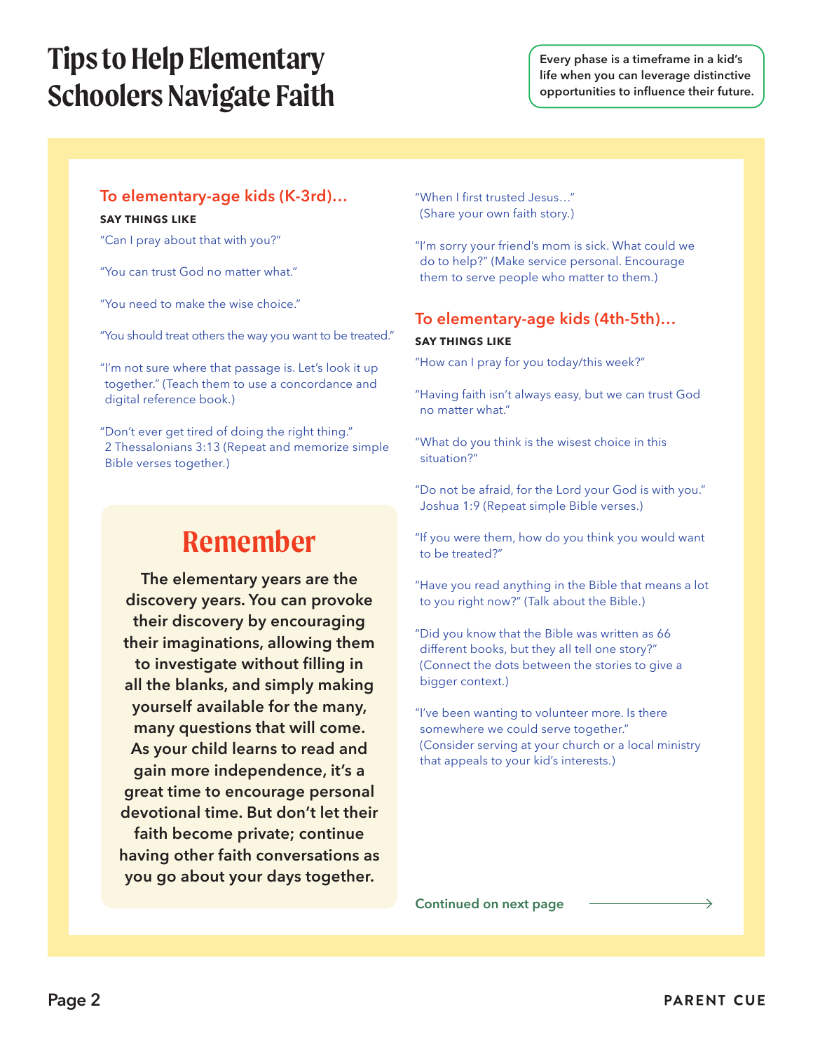# Tips to Help Elementary Schoolers Navigate Faith

Every phase is a timeframe in a kid's life when you can leverage distinctive opportunities to influence their future.

## To elementary-age kids (K-3rd)...

**SAY THINGS LIKE**

"Can I pray about that with you?"

"You can trust God no matter what."

"You need to make the wise choice."

"You should treat others the way you want to be treated."

"I'm not sure where that passage is. Let's look it up together." (Teach them to use a concordance and digital reference book.)

"Don't ever get tired of doing the right thing." 2 Thessalonians 3:13 (Repeat and memorize simple Bible verses together.)

"When I first trusted Jesus…" (Share your own faith story.)

"I'm sorry your friend's mom is sick. What could we do to help?" (Make service personal. Encourage them to serve people who matter to them.)

## Remember

**The elementary years are the discovery years. You can provoke their discovery by encouraging their imaginations, allowing them to investigate without filling in all the blanks, and simply making yourself available for the many, many questions that will come. As your child learns to read and gain more independence, it's a great time to encourage personal devotional time. But don't let their faith become private; continue having other faith conversations as you go about your days together.**

## To elementary-age kids (4th-5th)...

**SAY THINGS LIKE**

"How can I pray for you today/this week?"

"Having faith isn't always easy, but we can trust God no matter what."

"What do you think is the wisest choice in this situation?"

"Do not be afraid, for the Lord your God is with you." Joshua 1:9 (Repeat simple Bible verses.)

"If you were them, how do you think you would want to be treated?"

"Have you read anything in the Bible that means a lot to you right now?" (Talk about the Bible.)

"Did you know that the Bible was written as 66 different books, but they all tell one story?" (Connect the dots between the stories to give a bigger context.)

"I've been wanting to volunteer more. Is there somewhere we could serve together." (Consider serving at your church or a local ministry that appeals to your kid's interests.)

Continued on next page →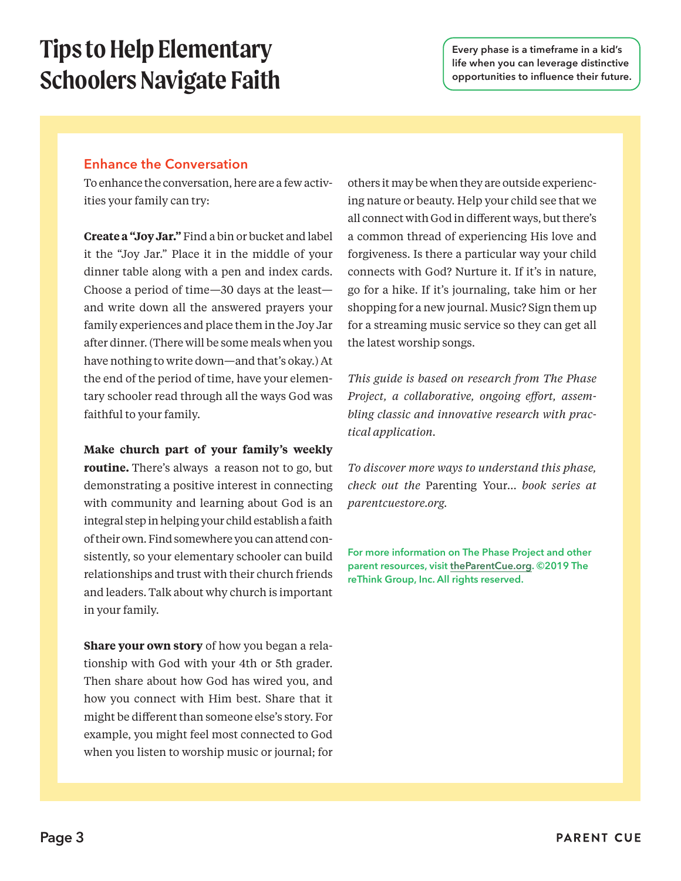# Tips to Help Elementary Schoolers Navigate Faith

Every phase is a timeframe in a kid's life when you can leverage distinctive opportunities to influence their future.

## Enhance the Conversation

To enhance the conversation, here are a few activities your family can try:

**Create a "Joy Jar."** Find a bin or bucket and label it the "Joy Jar." Place it in the middle of your dinner table along with a pen and index cards. Choose a period of time—30 days at the least—and write down all the answered prayers your family experiences and place them in the Joy Jar after dinner. (There will be some meals when you have nothing to write down—and that's okay.) At the end of the period of time, have your elementary schooler read through all the ways God was faithful to your family.

**Make church part of your family's weekly routine.** There's always a reason not to go, but demonstrating a positive interest in connecting with community and learning about God is an integral step in helping your child establish a faith of their own. Find somewhere you can attend consistently, so your elementary schooler can build relationships and trust with their church friends and leaders. Talk about why church is important in your family.

**Share your own story** of how you began a relationship with God with your 4th or 5th grader. Then share about how God has wired you, and how you connect with Him best. Share that it might be different than someone else's story. For example, you might feel most connected to God when you listen to worship music or journal; for others it may be when they are outside experiencing nature or beauty. Help your child see that we all connect with God in different ways, but there's a common thread of experiencing His love and forgiveness. Is there a particular way your child connects with God? Nurture it. If it's in nature, go for a hike. If it's journaling, take him or her shopping for a new journal. Music? Sign them up for a streaming music service so they can get all the latest worship songs.

*This guide is based on research from The Phase Project, a collaborative, ongoing effort, assembling classic and innovative research with practical application.*

*To discover more ways to understand this phase, check out the* Parenting Your... *book series at parentcuestore.org.*

For more information on The Phase Project and other parent resources, visit theParentCue.org. ©2019 The reThink Group, Inc. All rights reserved.